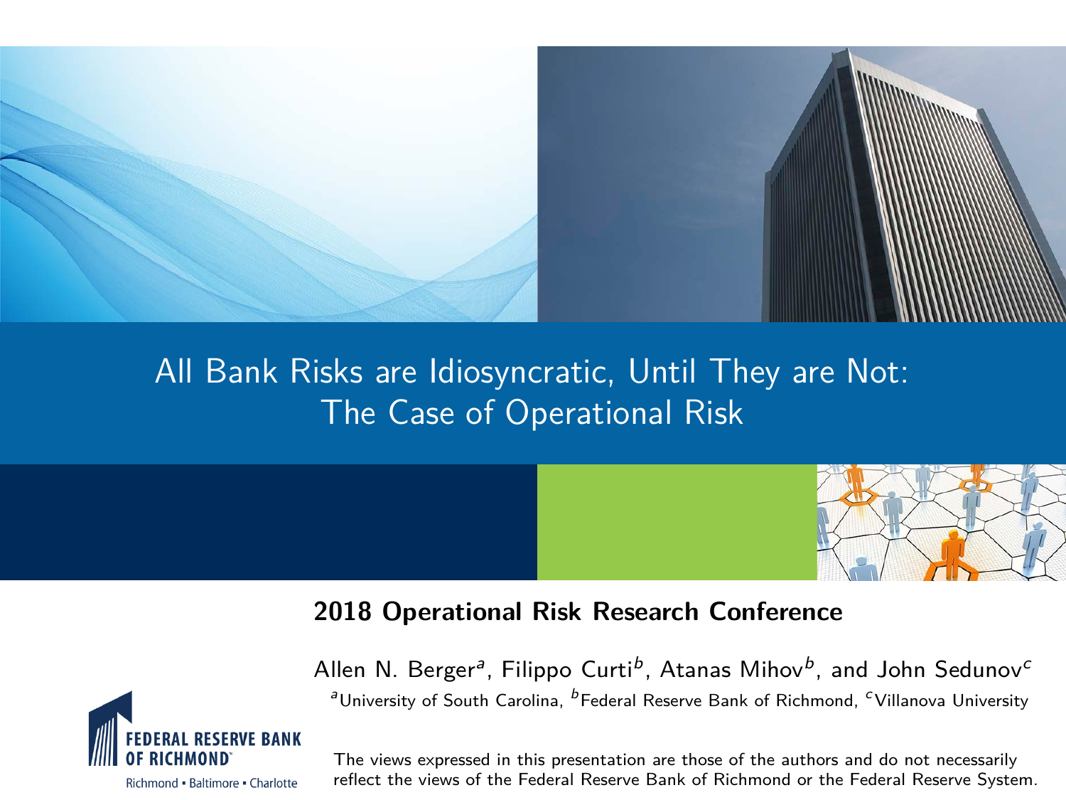# All Bank Risks are Idiosyncratic, Until They are Not: The Case of Operational Risk

**2018 Operational Risk Research Conference**

Allen N. Berger[a], Filippo Curti[b], Atanas Mihov[b], and John Sedunov[c]

[a]University of South Carolina, [b]Federal Reserve Bank of Richmond, [c]Villanova University

FEDERAL RESERVE BANK OF RICHMOND

Richmond ▪ Baltimore ▪ Charlotte

The views expressed in this presentation are those of the authors and do not necessarily reflect the views of the Federal Reserve Bank of Richmond or the Federal Reserve System.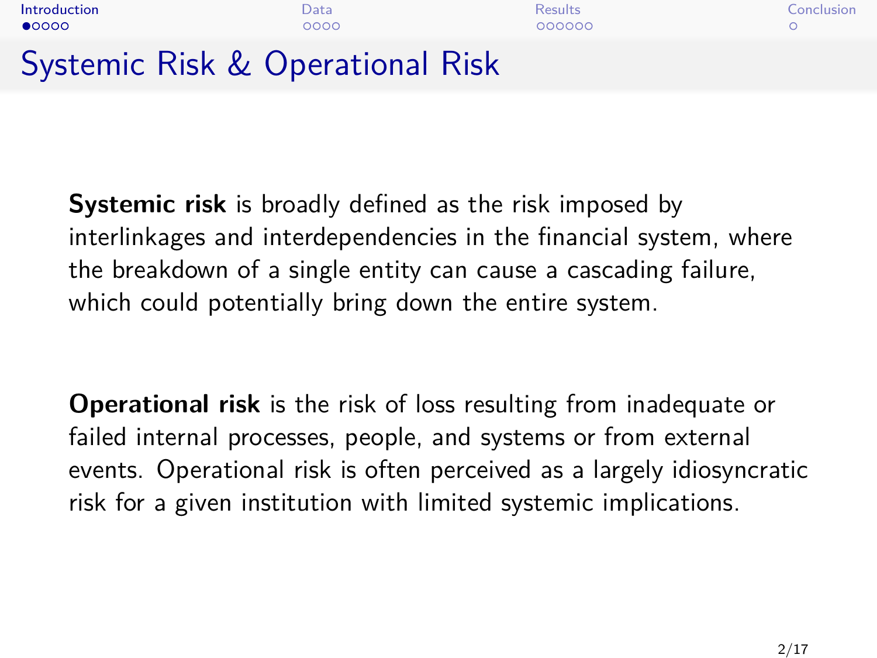# Systemic Risk & Operational Risk

**Systemic risk** is broadly defined as the risk imposed by interlinkages and interdependencies in the financial system, where the breakdown of a single entity can cause a cascading failure, which could potentially bring down the entire system.

**Operational risk** is the risk of loss resulting from inadequate or failed internal processes, people, and systems or from external events. Operational risk is often perceived as a largely idiosyncratic risk for a given institution with limited systemic implications.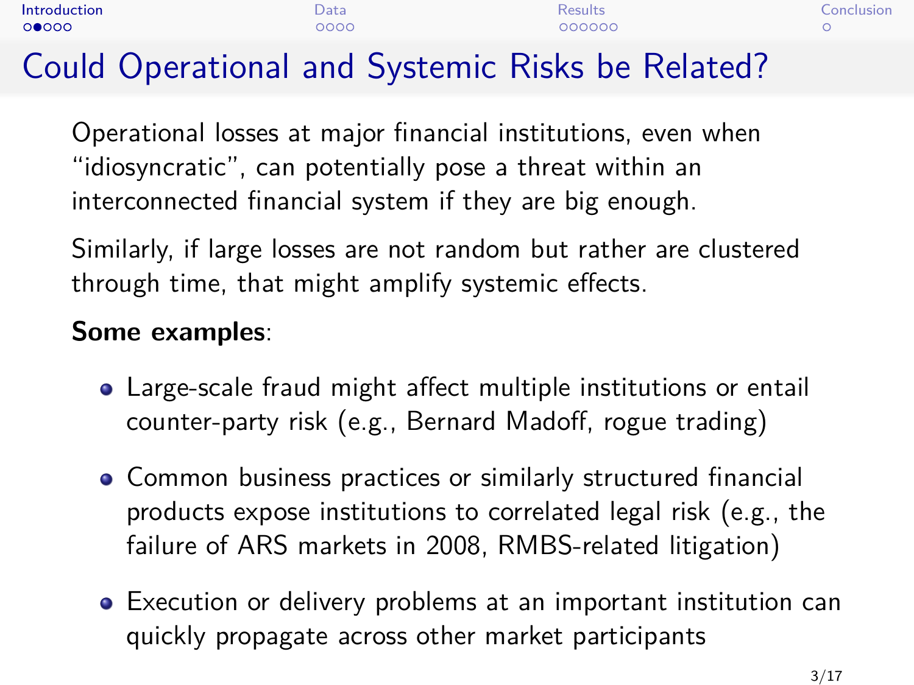# Could Operational and Systemic Risks be Related?

Operational losses at major financial institutions, even when "idiosyncratic", can potentially pose a threat within an interconnected financial system if they are big enough.

Similarly, if large losses are not random but rather are clustered through time, that might amplify systemic effects.

**Some examples**:

- Large-scale fraud might affect multiple institutions or entail counter-party risk (e.g., Bernard Madoff, rogue trading)
- Common business practices or similarly structured financial products expose institutions to correlated legal risk (e.g., the failure of ARS markets in 2008, RMBS-related litigation)
- Execution or delivery problems at an important institution can quickly propagate across other market participants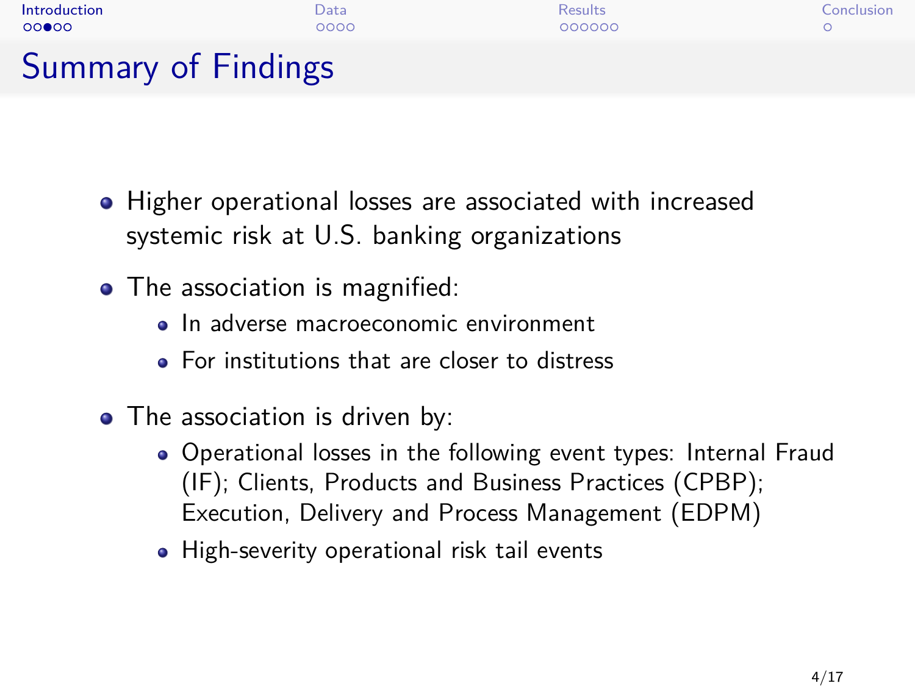# Summary of Findings

- Higher operational losses are associated with increased systemic risk at U.S. banking organizations
- The association is magnified:
  - In adverse macroeconomic environment
  - For institutions that are closer to distress
- The association is driven by:
  - Operational losses in the following event types: Internal Fraud (IF); Clients, Products and Business Practices (CPBP); Execution, Delivery and Process Management (EDPM)
  - High-severity operational risk tail events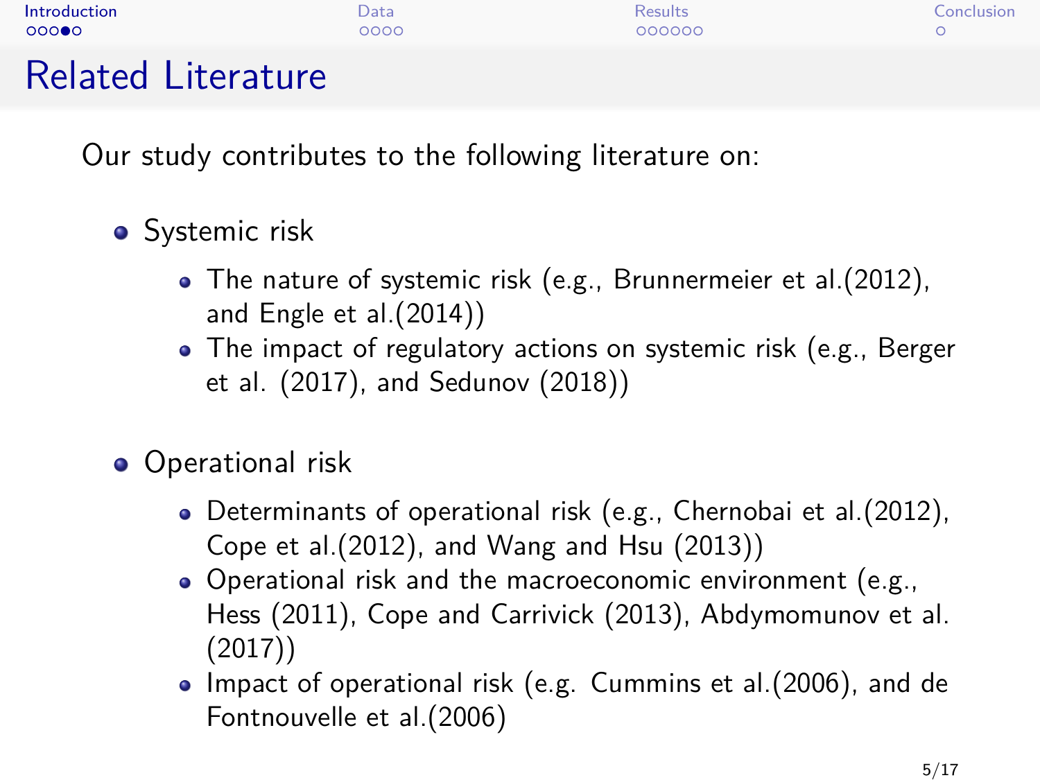# Related Literature

Our study contributes to the following literature on:

- Systemic risk
  - The nature of systemic risk (e.g., Brunnermeier et al.(2012), and Engle et al.(2014))
  - The impact of regulatory actions on systemic risk (e.g., Berger et al. (2017), and Sedunov (2018))

- Operational risk
  - Determinants of operational risk (e.g., Chernobai et al.(2012), Cope et al.(2012), and Wang and Hsu (2013))
  - Operational risk and the macroeconomic environment (e.g., Hess (2011), Cope and Carrivick (2013), Abdymomunov et al. (2017))
  - Impact of operational risk (e.g. Cummins et al.(2006), and de Fontnouvelle et al.(2006)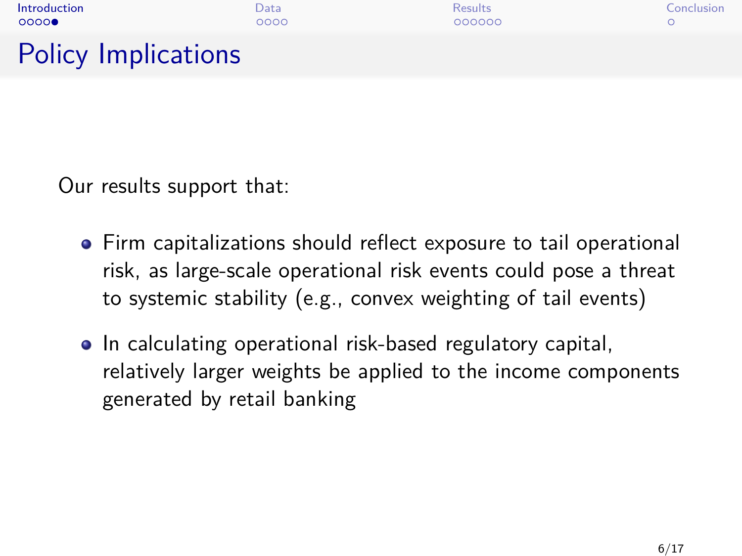# Policy Implications

Our results support that:

- Firm capitalizations should reflect exposure to tail operational risk, as large-scale operational risk events could pose a threat to systemic stability (e.g., convex weighting of tail events)
- In calculating operational risk-based regulatory capital, relatively larger weights be applied to the income components generated by retail banking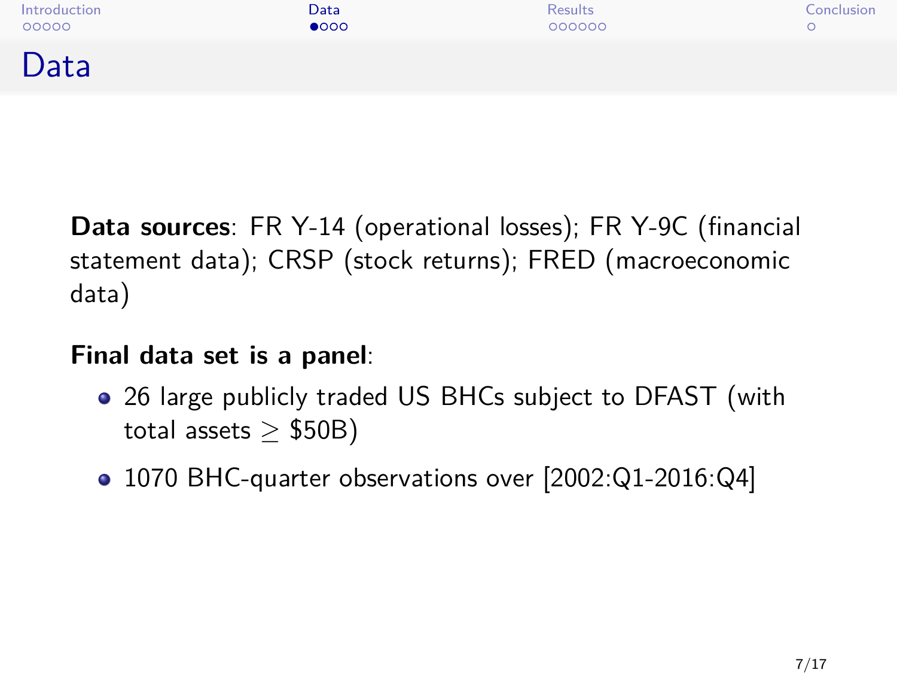# Data

**Data sources**: FR Y-14 (operational losses); FR Y-9C (financial statement data); CRSP (stock returns); FRED (macroeconomic data)

**Final data set is a panel**:

- 26 large publicly traded US BHCs subject to DFAST (with total assets $\geq$ \$50B)
- 1070 BHC-quarter observations over [2002:Q1-2016:Q4]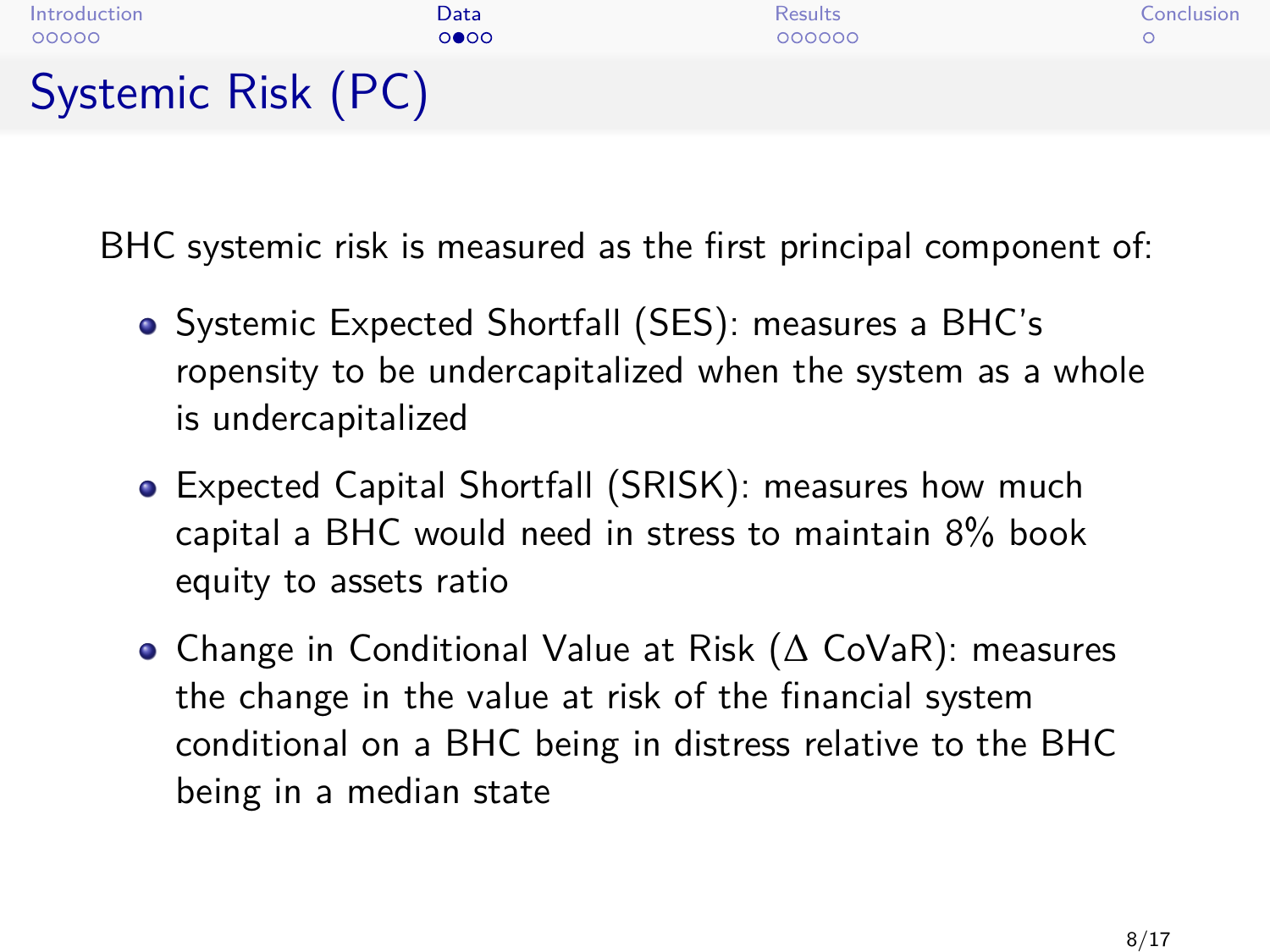# Systemic Risk (PC)

BHC systemic risk is measured as the first principal component of:

- Systemic Expected Shortfall (SES): measures a BHC's ropensity to be undercapitalized when the system as a whole is undercapitalized
- Expected Capital Shortfall (SRISK): measures how much capital a BHC would need in stress to maintain 8% book equity to assets ratio
- Change in Conditional Value at Risk ($\Delta$ CoVaR): measures the change in the value at risk of the financial system conditional on a BHC being in distress relative to the BHC being in a median state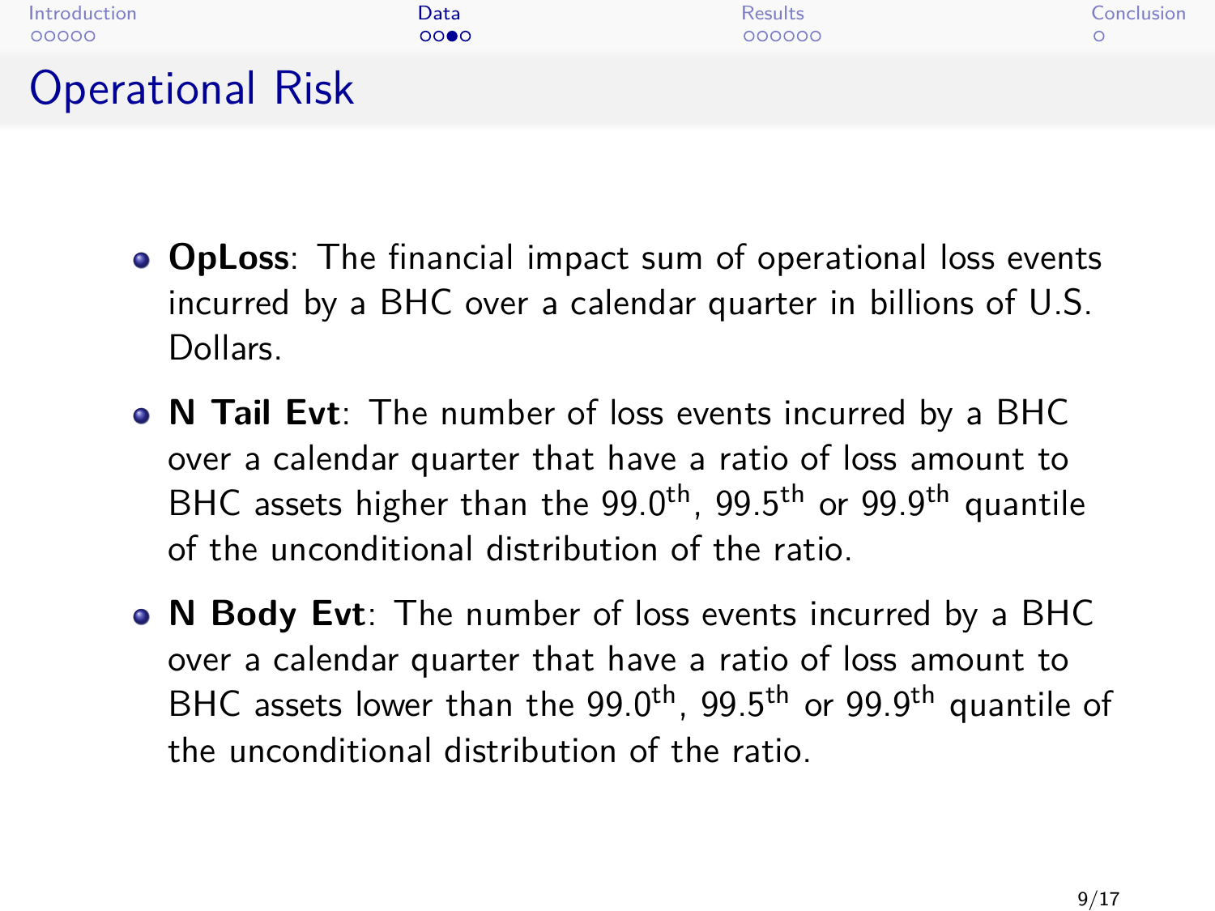# Operational Risk

- **OpLoss**: The financial impact sum of operational loss events incurred by a BHC over a calendar quarter in billions of U.S. Dollars.
- **N Tail Evt**: The number of loss events incurred by a BHC over a calendar quarter that have a ratio of loss amount to BHC assets higher than the $99.0^{th}$, $99.5^{th}$ or $99.9^{th}$ quantile of the unconditional distribution of the ratio.
- **N Body Evt**: The number of loss events incurred by a BHC over a calendar quarter that have a ratio of loss amount to BHC assets lower than the $99.0^{th}$, $99.5^{th}$ or $99.9^{th}$ quantile of the unconditional distribution of the ratio.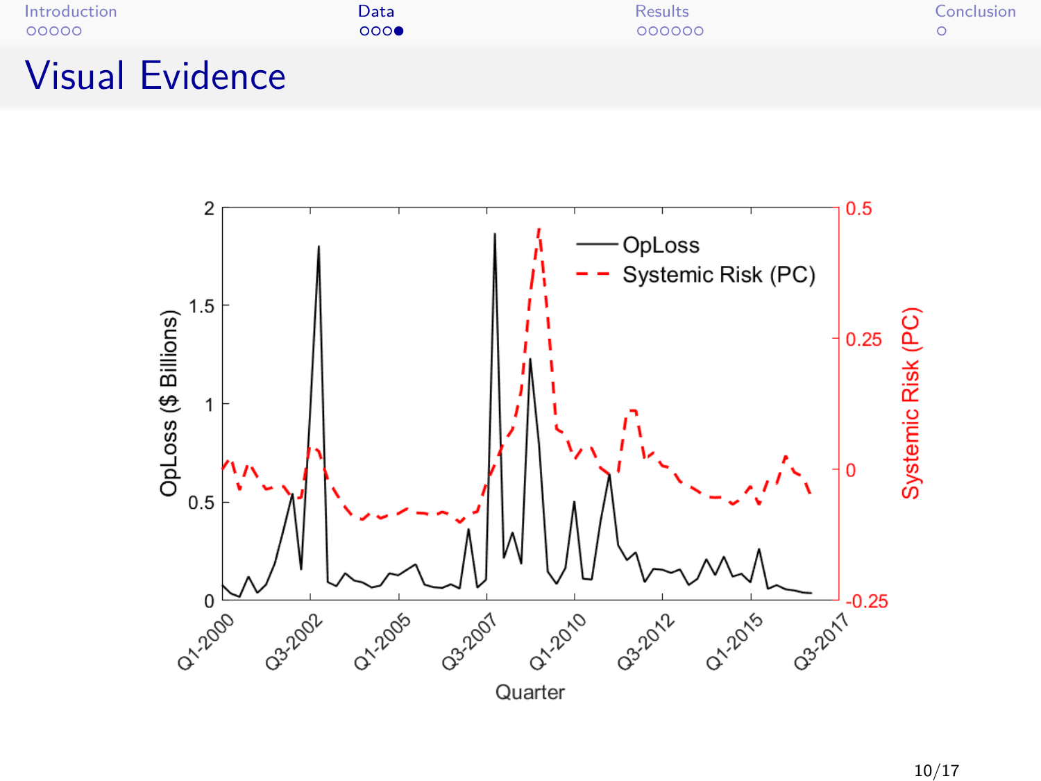# Visual Evidence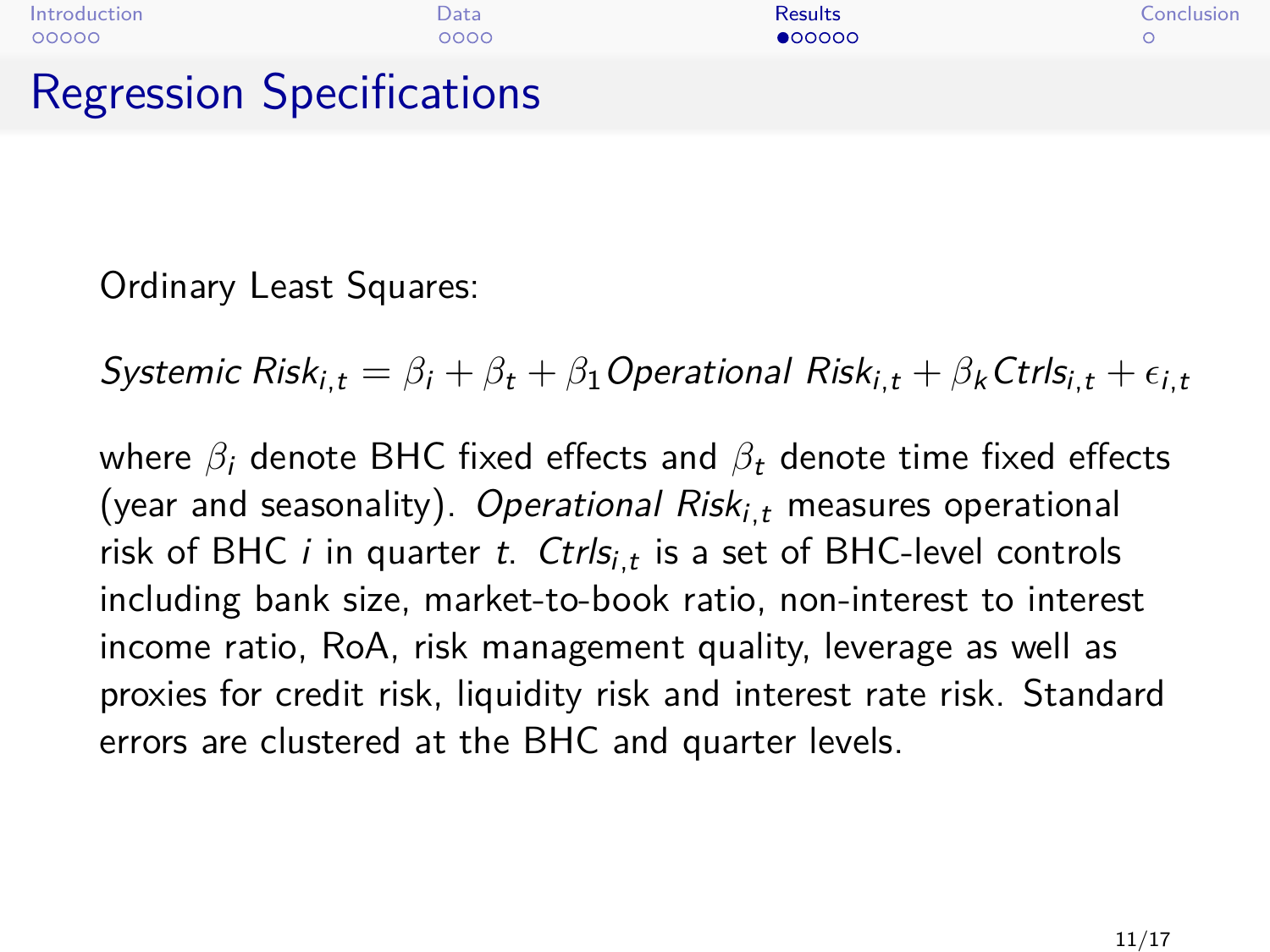# Regression Specifications

Ordinary Least Squares:

$$Systemic\ Risk_{i,t} = \beta_i + \beta_t + \beta_1 Operational\ Risk_{i,t} + \beta_k Ctrls_{i,t} + \epsilon_{i,t}$$

where $\beta_i$ denote BHC fixed effects and $\beta_t$ denote time fixed effects (year and seasonality). $Operational\ Risk_{i,t}$ measures operational risk of BHC $i$ in quarter $t$. $Ctrls_{i,t}$ is a set of BHC-level controls including bank size, market-to-book ratio, non-interest to interest income ratio, RoA, risk management quality, leverage as well as proxies for credit risk, liquidity risk and interest rate risk. Standard errors are clustered at the BHC and quarter levels.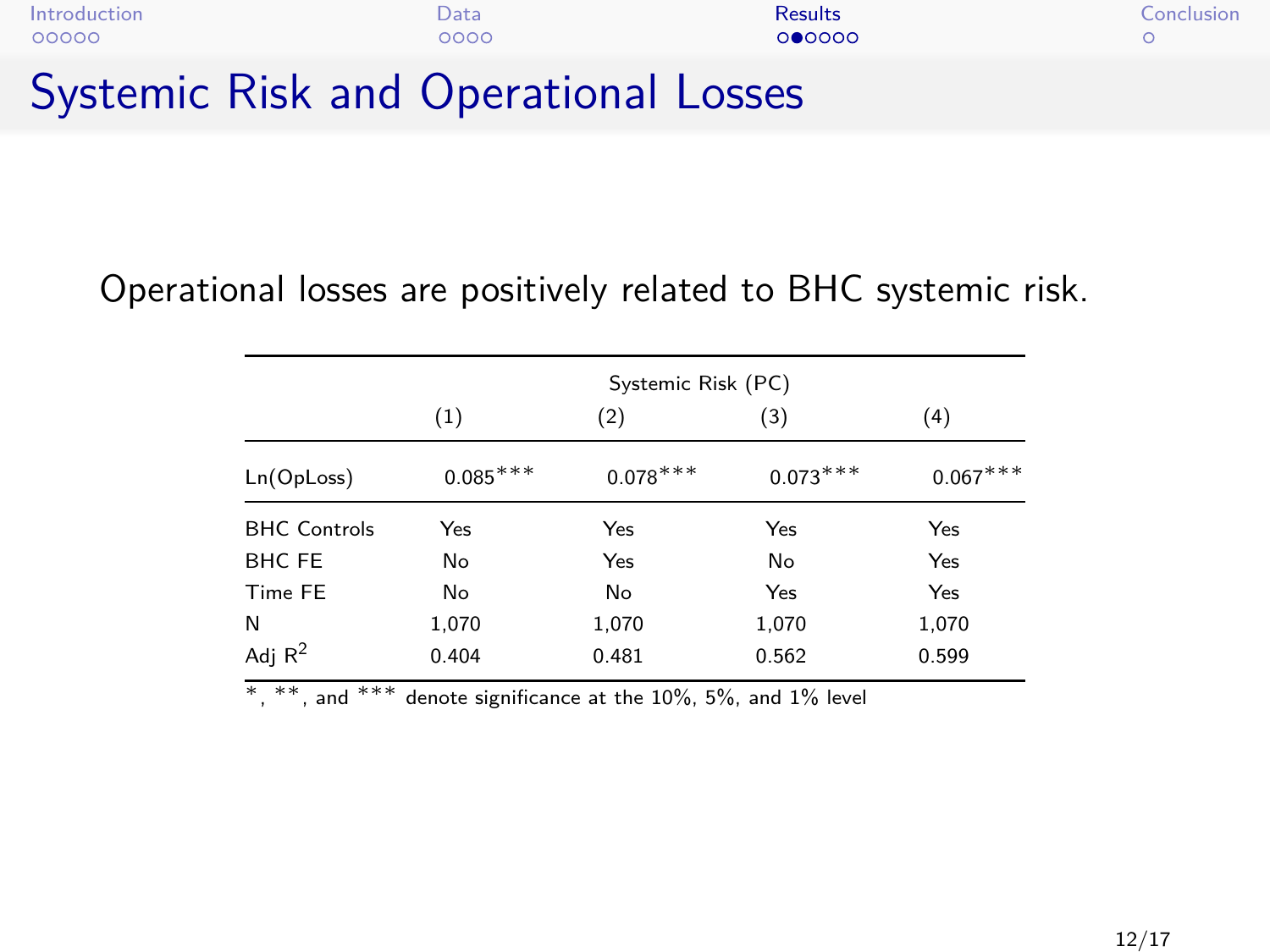# Systemic Risk and Operational Losses

Operational losses are positively related to BHC systemic risk.

| | Systemic Risk (PC) | | | |
|---|---|---|---|---|
| | (1) | (2) | (3) | (4) |
| Ln(OpLoss) | 0.085*** | 0.078*** | 0.073*** | 0.067*** |
| BHC Controls | Yes | Yes | Yes | Yes |
| BHC FE | No | Yes | No | Yes |
| Time FE | No | No | Yes | Yes |
| N | 1,070 | 1,070 | 1,070 | 1,070 |
| Adj $R^2$ | 0.404 | 0.481 | 0.562 | 0.599 |

*, **, and *** denote significance at the 10%, 5%, and 1% level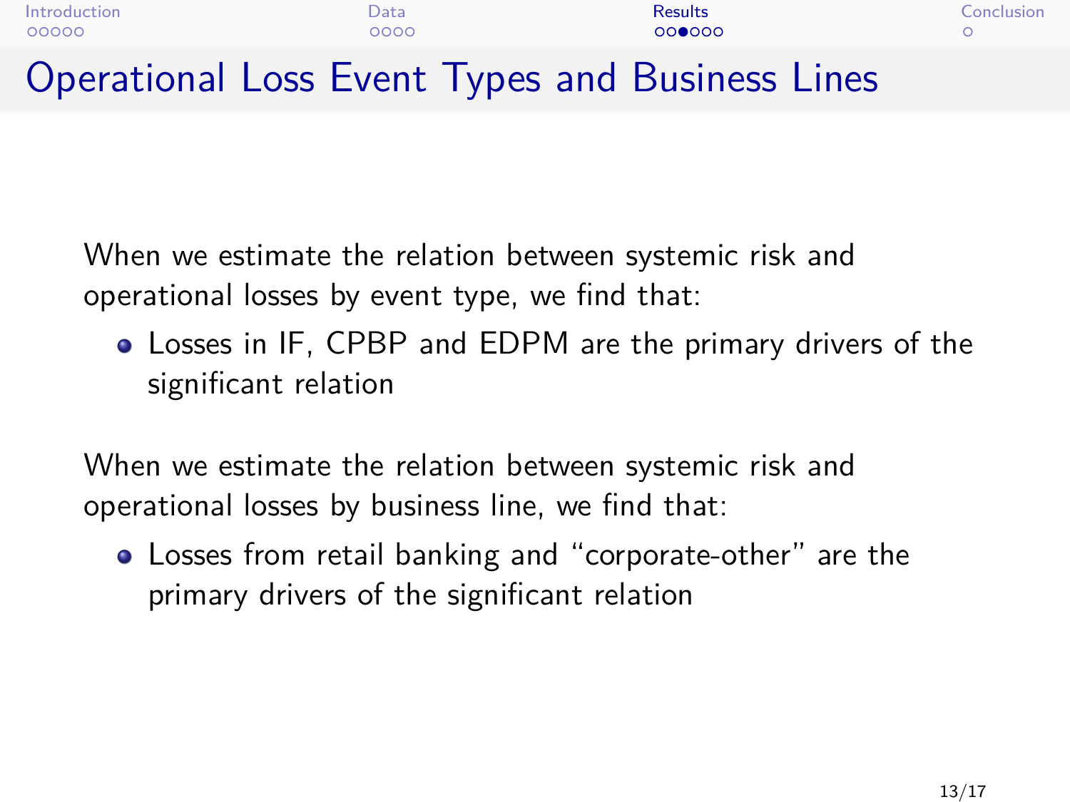# Operational Loss Event Types and Business Lines

When we estimate the relation between systemic risk and operational losses by event type, we find that:

- Losses in IF, CPBP and EDPM are the primary drivers of the significant relation

When we estimate the relation between systemic risk and operational losses by business line, we find that:

- Losses from retail banking and "corporate-other" are the primary drivers of the significant relation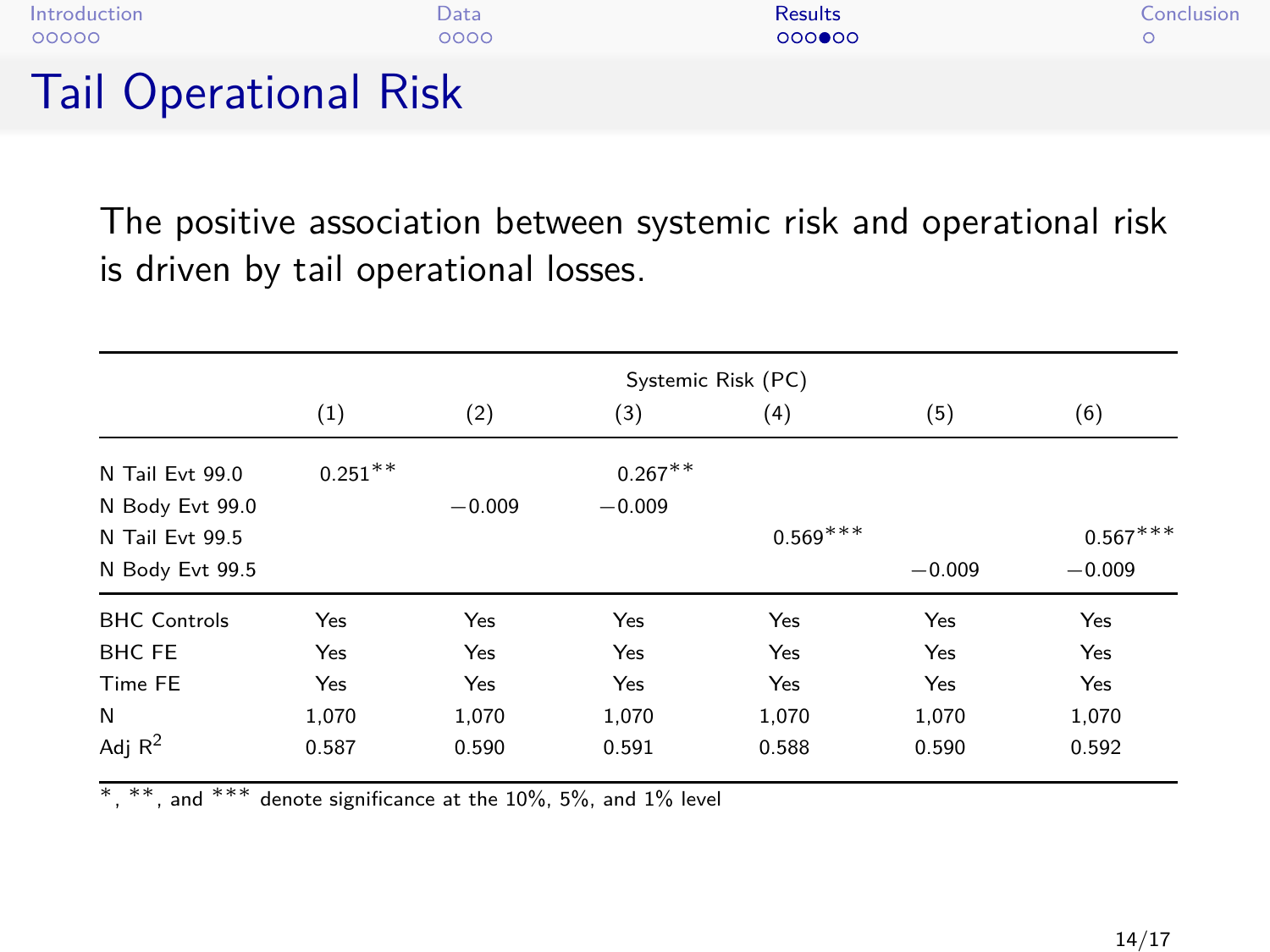# Tail Operational Risk

The positive association between systemic risk and operational risk is driven by tail operational losses.

| | Systemic Risk (PC) | | | | | |
|---|---|---|---|---|---|---|
| | (1) | (2) | (3) | (4) | (5) | (6) |
| N Tail Evt 99.0 | 0.251** | | 0.267** | | | |
| N Body Evt 99.0 | | −0.009 | −0.009 | | | |
| N Tail Evt 99.5 | | | | 0.569*** | | 0.567*** |
| N Body Evt 99.5 | | | | | −0.009 | −0.009 |
| BHC Controls | Yes | Yes | Yes | Yes | Yes | Yes |
| BHC FE | Yes | Yes | Yes | Yes | Yes | Yes |
| Time FE | Yes | Yes | Yes | Yes | Yes | Yes |
| N | 1,070 | 1,070 | 1,070 | 1,070 | 1,070 | 1,070 |
| Adj $R^2$ | 0.587 | 0.590 | 0.591 | 0.588 | 0.590 | 0.592 |

*, **, and *** denote significance at the 10%, 5%, and 1% level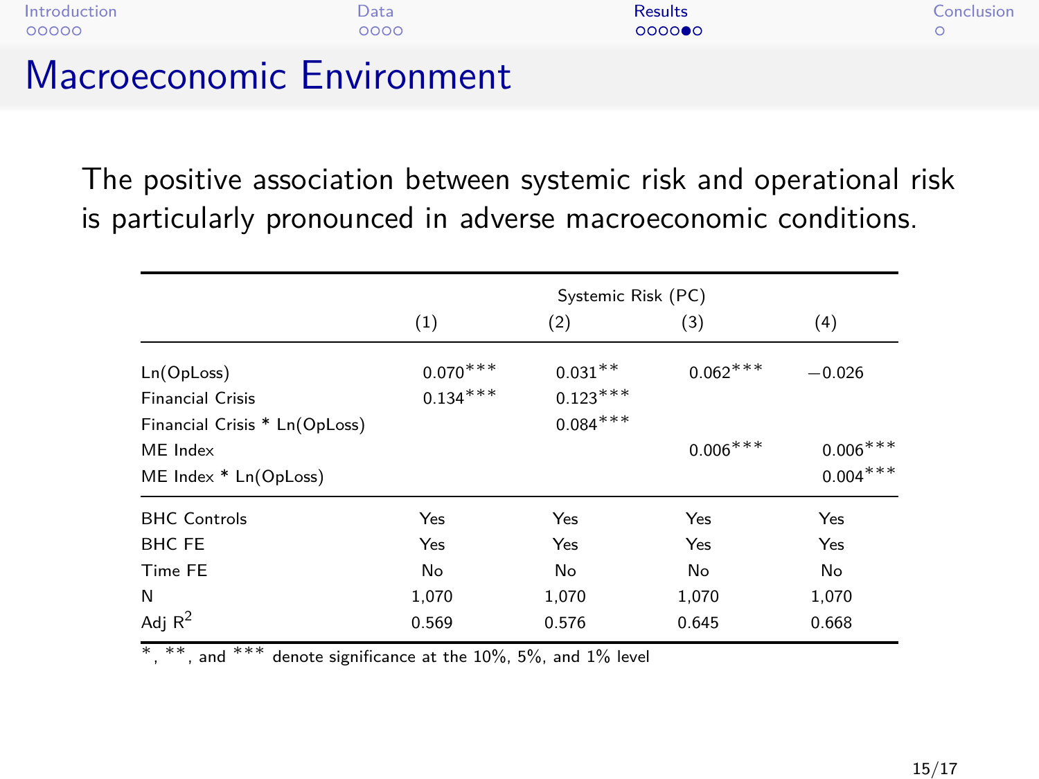# Macroeconomic Environment

The positive association between systemic risk and operational risk is particularly pronounced in adverse macroeconomic conditions.

| | Systemic Risk (PC) | | | |
|---|---|---|---|---|
| | (1) | (2) | (3) | (4) |
| Ln(OpLoss) | 0.070*** | 0.031** | 0.062*** | −0.026 |
| Financial Crisis | 0.134*** | 0.123*** | | |
| Financial Crisis * Ln(OpLoss) | | 0.084*** | | |
| ME Index | | | 0.006*** | 0.006*** |
| ME Index * Ln(OpLoss) | | | | 0.004*** |
| BHC Controls | Yes | Yes | Yes | Yes |
| BHC FE | Yes | Yes | Yes | Yes |
| Time FE | No | No | No | No |
| N | 1,070 | 1,070 | 1,070 | 1,070 |
| Adj $R^2$ | 0.569 | 0.576 | 0.645 | 0.668 |

*, **, and *** denote significance at the 10%, 5%, and 1% level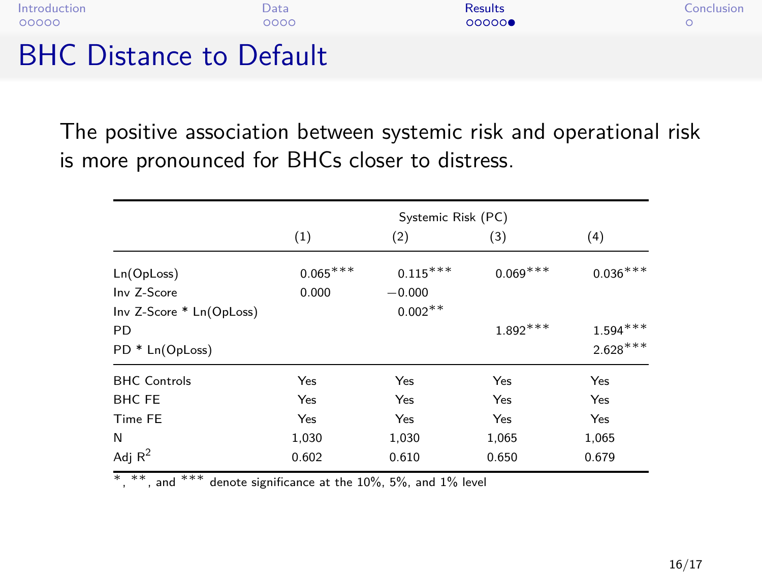# BHC Distance to Default

The positive association between systemic risk and operational risk is more pronounced for BHCs closer to distress.

| | Systemic Risk (PC) | | | |
|---|---|---|---|---|
| | (1) | (2) | (3) | (4) |
| Ln(OpLoss) | 0.065*** | 0.115*** | 0.069*** | 0.036*** |
| Inv Z-Score | 0.000 | −0.000 | | |
| Inv Z-Score * Ln(OpLoss) | | 0.002** | | |
| PD | | | 1.892*** | 1.594*** |
| PD * Ln(OpLoss) | | | | 2.628*** |
| BHC Controls | Yes | Yes | Yes | Yes |
| BHC FE | Yes | Yes | Yes | Yes |
| Time FE | Yes | Yes | Yes | Yes |
| N | 1,030 | 1,030 | 1,065 | 1,065 |
| Adj $R^2$ | 0.602 | 0.610 | 0.650 | 0.679 |

*, **, and *** denote significance at the 10%, 5%, and 1% level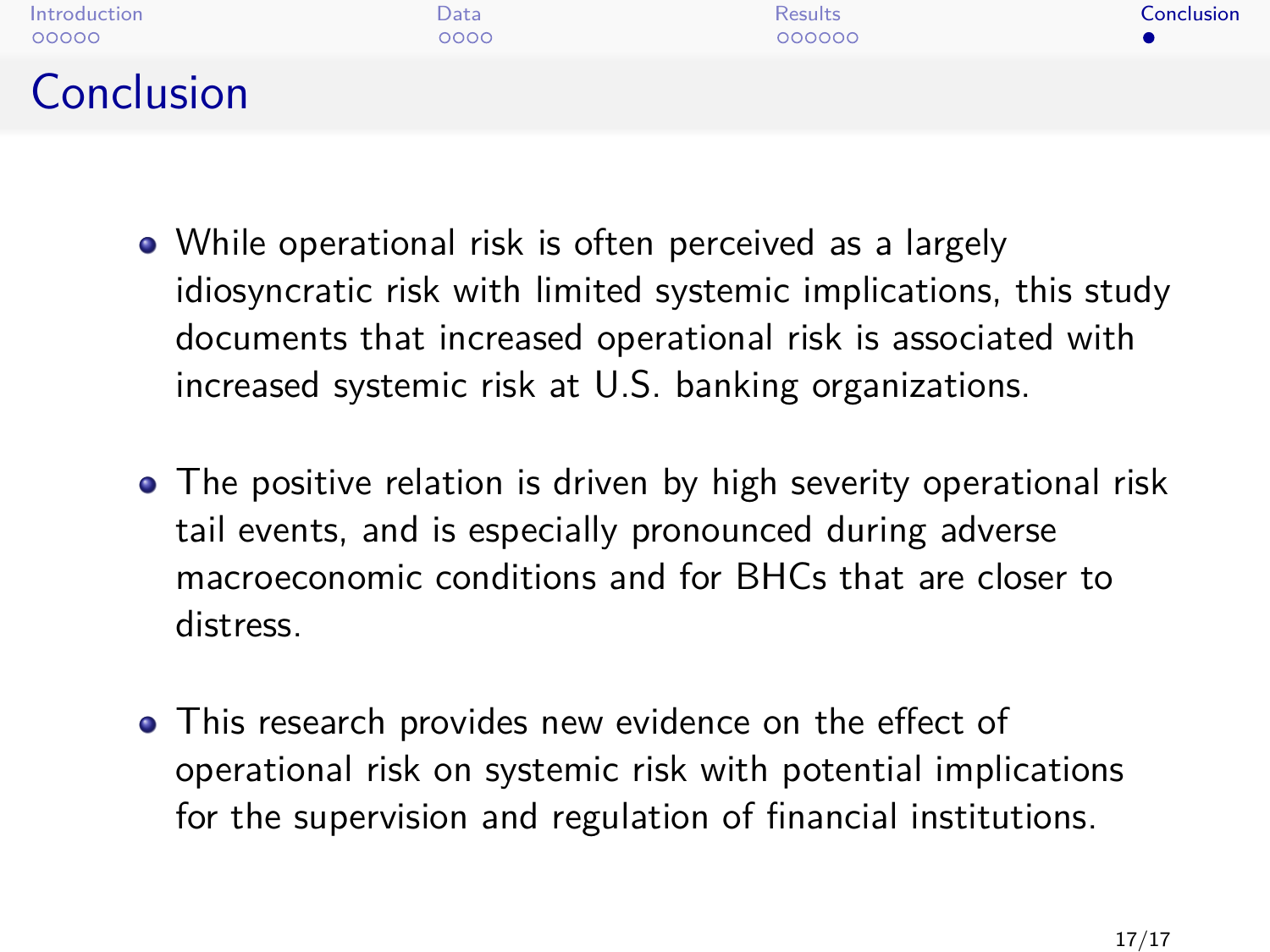# Conclusion

- While operational risk is often perceived as a largely idiosyncratic risk with limited systemic implications, this study documents that increased operational risk is associated with increased systemic risk at U.S. banking organizations.

- The positive relation is driven by high severity operational risk tail events, and is especially pronounced during adverse macroeconomic conditions and for BHCs that are closer to distress.

- This research provides new evidence on the effect of operational risk on systemic risk with potential implications for the supervision and regulation of financial institutions.